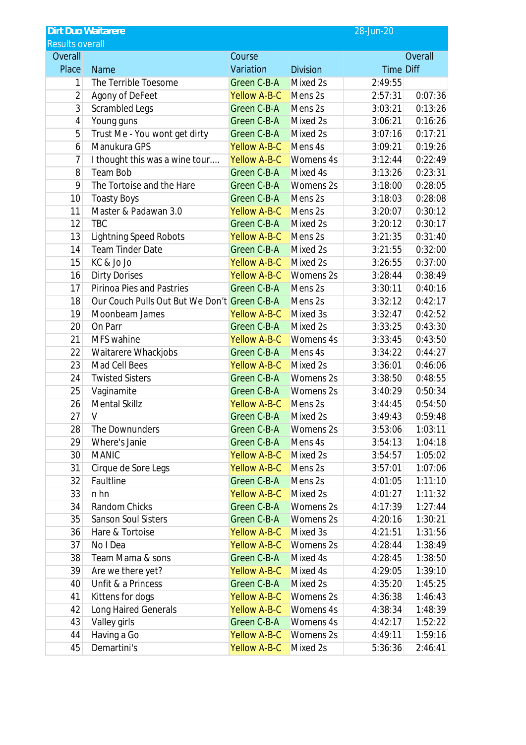## Dirt Duo Waitarere

28-Jun-20

Results overall

| Overall Place | Name | Course Variation | Division | Time | Overall Diff |
|---|---|---|---|---|---|
| 1 | The Terrible Toesome | Green C-B-A | Mixed 2s | 2:49:55 | |
| 2 | Agony of DeFeet | Yellow A-B-C | Mens 2s | 2:57:31 | 0:07:36 |
| 3 | Scrambled Legs | Green C-B-A | Mens 2s | 3:03:21 | 0:13:26 |
| 4 | Young guns | Green C-B-A | Mixed 2s | 3:06:21 | 0:16:26 |
| 5 | Trust Me - You wont get dirty | Green C-B-A | Mixed 2s | 3:07:16 | 0:17:21 |
| 6 | Manukura GPS | Yellow A-B-C | Mens 4s | 3:09:21 | 0:19:26 |
| 7 | I thought this was a wine tour.... | Yellow A-B-C | Womens 4s | 3:12:44 | 0:22:49 |
| 8 | Team Bob | Green C-B-A | Mixed 4s | 3:13:26 | 0:23:31 |
| 9 | The Tortoise and the Hare | Green C-B-A | Womens 2s | 3:18:00 | 0:28:05 |
| 10 | Toasty Boys | Green C-B-A | Mens 2s | 3:18:03 | 0:28:08 |
| 11 | Master & Padawan 3.0 | Yellow A-B-C | Mens 2s | 3:20:07 | 0:30:12 |
| 12 | TBC | Green C-B-A | Mixed 2s | 3:20:12 | 0:30:17 |
| 13 | Lightning Speed Robots | Yellow A-B-C | Mens 2s | 3:21:35 | 0:31:40 |
| 14 | Team Tinder Date | Green C-B-A | Mixed 2s | 3:21:55 | 0:32:00 |
| 15 | KC & Jo Jo | Yellow A-B-C | Mixed 2s | 3:26:55 | 0:37:00 |
| 16 | Dirty Dorises | Yellow A-B-C | Womens 2s | 3:28:44 | 0:38:49 |
| 17 | Pirinoa Pies and Pastries | Green C-B-A | Mens 2s | 3:30:11 | 0:40:16 |
| 18 | Our Couch Pulls Out But We Don't | Green C-B-A | Mens 2s | 3:32:12 | 0:42:17 |
| 19 | Moonbeam James | Yellow A-B-C | Mixed 3s | 3:32:47 | 0:42:52 |
| 20 | On Parr | Green C-B-A | Mixed 2s | 3:33:25 | 0:43:30 |
| 21 | MFS wahine | Yellow A-B-C | Womens 4s | 3:33:45 | 0:43:50 |
| 22 | Waitarere Whackjobs | Green C-B-A | Mens 4s | 3:34:22 | 0:44:27 |
| 23 | Mad Cell Bees | Yellow A-B-C | Mixed 2s | 3:36:01 | 0:46:06 |
| 24 | Twisted Sisters | Green C-B-A | Womens 2s | 3:38:50 | 0:48:55 |
| 25 | Vaginamite | Green C-B-A | Womens 2s | 3:40:29 | 0:50:34 |
| 26 | Mental Skillz | Yellow A-B-C | Mens 2s | 3:44:45 | 0:54:50 |
| 27 | V | Green C-B-A | Mixed 2s | 3:49:43 | 0:59:48 |
| 28 | The Downunders | Green C-B-A | Womens 2s | 3:53:06 | 1:03:11 |
| 29 | Where's Janie | Green C-B-A | Mens 4s | 3:54:13 | 1:04:18 |
| 30 | MANIC | Yellow A-B-C | Mixed 2s | 3:54:57 | 1:05:02 |
| 31 | Cirque de Sore Legs | Yellow A-B-C | Mens 2s | 3:57:01 | 1:07:06 |
| 32 | Faultline | Green C-B-A | Mens 2s | 4:01:05 | 1:11:10 |
| 33 | n hn | Yellow A-B-C | Mixed 2s | 4:01:27 | 1:11:32 |
| 34 | Random Chicks | Green C-B-A | Womens 2s | 4:17:39 | 1:27:44 |
| 35 | Sanson Soul Sisters | Green C-B-A | Womens 2s | 4:20:16 | 1:30:21 |
| 36 | Hare & Tortoise | Yellow A-B-C | Mixed 3s | 4:21:51 | 1:31:56 |
| 37 | No I Dea | Yellow A-B-C | Womens 2s | 4:28:44 | 1:38:49 |
| 38 | Team Mama & sons | Green C-B-A | Mixed 4s | 4:28:45 | 1:38:50 |
| 39 | Are we there yet? | Yellow A-B-C | Mixed 4s | 4:29:05 | 1:39:10 |
| 40 | Unfit & a Princess | Green C-B-A | Mixed 2s | 4:35:20 | 1:45:25 |
| 41 | Kittens for dogs | Yellow A-B-C | Womens 2s | 4:36:38 | 1:46:43 |
| 42 | Long Haired Generals | Yellow A-B-C | Womens 4s | 4:38:34 | 1:48:39 |
| 43 | Valley girls | Green C-B-A | Womens 4s | 4:42:17 | 1:52:22 |
| 44 | Having a Go | Yellow A-B-C | Womens 2s | 4:49:11 | 1:59:16 |
| 45 | Demartini's | Yellow A-B-C | Mixed 2s | 5:36:36 | 2:46:41 |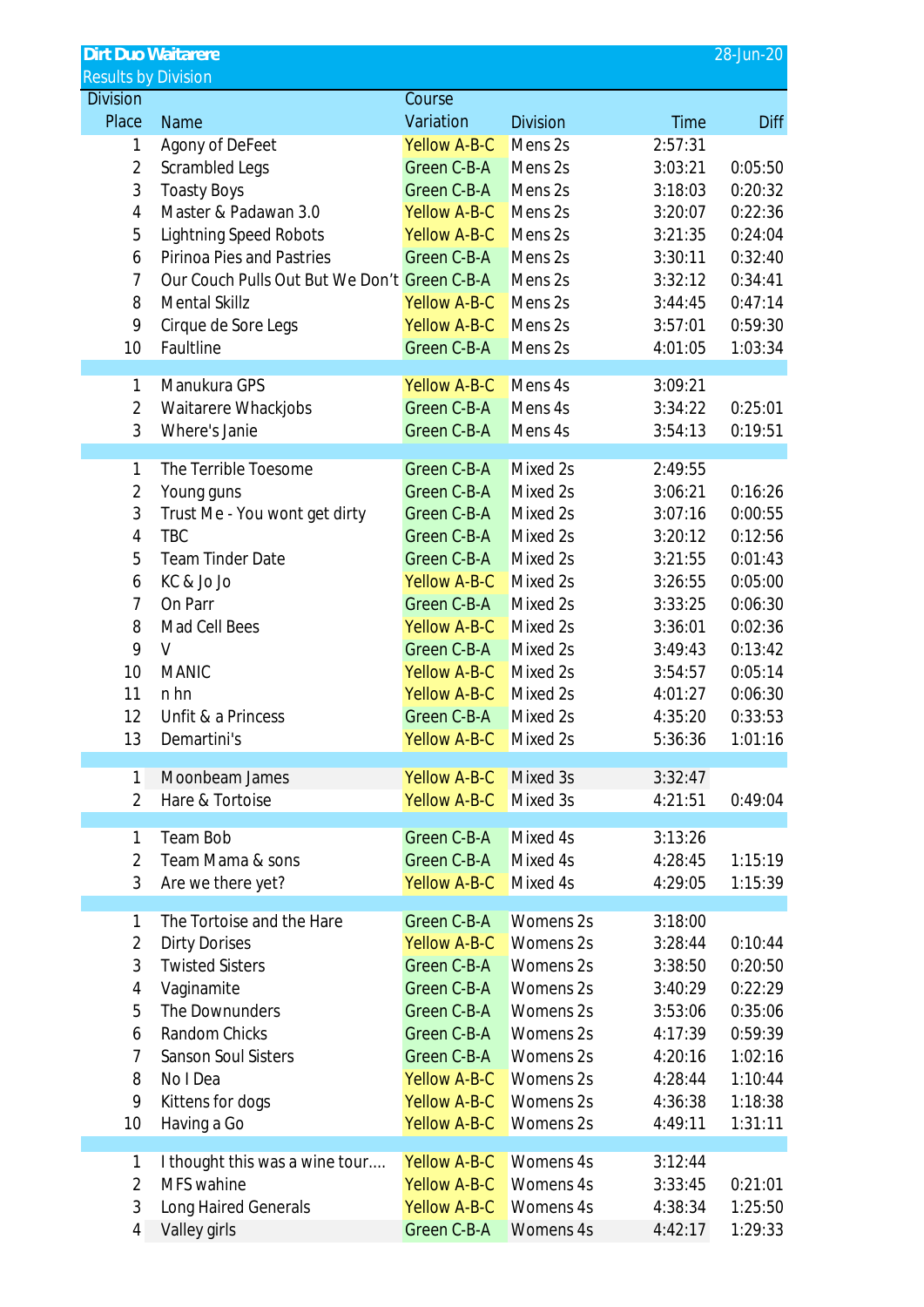**Dirt Duo Waitarere** 28-Jun-20

Results by Division

| Division Place | Name | Course Variation | Division | Time | Diff |
|---|---|---|---|---|---|
| 1 | Agony of DeFeet | Yellow A-B-C | Mens 2s | 2:57:31 | |
| 2 | Scrambled Legs | Green C-B-A | Mens 2s | 3:03:21 | 0:05:50 |
| 3 | Toasty Boys | Green C-B-A | Mens 2s | 3:18:03 | 0:20:32 |
| 4 | Master & Padawan 3.0 | Yellow A-B-C | Mens 2s | 3:20:07 | 0:22:36 |
| 5 | Lightning Speed Robots | Yellow A-B-C | Mens 2s | 3:21:35 | 0:24:04 |
| 6 | Pirinoa Pies and Pastries | Green C-B-A | Mens 2s | 3:30:11 | 0:32:40 |
| 7 | Our Couch Pulls Out But We Don't | Green C-B-A | Mens 2s | 3:32:12 | 0:34:41 |
| 8 | Mental Skillz | Yellow A-B-C | Mens 2s | 3:44:45 | 0:47:14 |
| 9 | Cirque de Sore Legs | Yellow A-B-C | Mens 2s | 3:57:01 | 0:59:30 |
| 10 | Faultline | Green C-B-A | Mens 2s | 4:01:05 | 1:03:34 |
| | | | | | |
| 1 | Manukura GPS | Yellow A-B-C | Mens 4s | 3:09:21 | |
| 2 | Waitarere Whackjobs | Green C-B-A | Mens 4s | 3:34:22 | 0:25:01 |
| 3 | Where's Janie | Green C-B-A | Mens 4s | 3:54:13 | 0:19:51 |
| | | | | | |
| 1 | The Terrible Toesome | Green C-B-A | Mixed 2s | 2:49:55 | |
| 2 | Young guns | Green C-B-A | Mixed 2s | 3:06:21 | 0:16:26 |
| 3 | Trust Me - You wont get dirty | Green C-B-A | Mixed 2s | 3:07:16 | 0:00:55 |
| 4 | TBC | Green C-B-A | Mixed 2s | 3:20:12 | 0:12:56 |
| 5 | Team Tinder Date | Green C-B-A | Mixed 2s | 3:21:55 | 0:01:43 |
| 6 | KC & Jo Jo | Yellow A-B-C | Mixed 2s | 3:26:55 | 0:05:00 |
| 7 | On Parr | Green C-B-A | Mixed 2s | 3:33:25 | 0:06:30 |
| 8 | Mad Cell Bees | Yellow A-B-C | Mixed 2s | 3:36:01 | 0:02:36 |
| 9 | V | Green C-B-A | Mixed 2s | 3:49:43 | 0:13:42 |
| 10 | MANIC | Yellow A-B-C | Mixed 2s | 3:54:57 | 0:05:14 |
| 11 | n hn | Yellow A-B-C | Mixed 2s | 4:01:27 | 0:06:30 |
| 12 | Unfit & a Princess | Green C-B-A | Mixed 2s | 4:35:20 | 0:33:53 |
| 13 | Demartini's | Yellow A-B-C | Mixed 2s | 5:36:36 | 1:01:16 |
| | | | | | |
| 1 | Moonbeam James | Yellow A-B-C | Mixed 3s | 3:32:47 | |
| 2 | Hare & Tortoise | Yellow A-B-C | Mixed 3s | 4:21:51 | 0:49:04 |
| | | | | | |
| 1 | Team Bob | Green C-B-A | Mixed 4s | 3:13:26 | |
| 2 | Team Mama & sons | Green C-B-A | Mixed 4s | 4:28:45 | 1:15:19 |
| 3 | Are we there yet? | Yellow A-B-C | Mixed 4s | 4:29:05 | 1:15:39 |
| | | | | | |
| 1 | The Tortoise and the Hare | Green C-B-A | Womens 2s | 3:18:00 | |
| 2 | Dirty Dorises | Yellow A-B-C | Womens 2s | 3:28:44 | 0:10:44 |
| 3 | Twisted Sisters | Green C-B-A | Womens 2s | 3:38:50 | 0:20:50 |
| 4 | Vaginamite | Green C-B-A | Womens 2s | 3:40:29 | 0:22:29 |
| 5 | The Downunders | Green C-B-A | Womens 2s | 3:53:06 | 0:35:06 |
| 6 | Random Chicks | Green C-B-A | Womens 2s | 4:17:39 | 0:59:39 |
| 7 | Sanson Soul Sisters | Green C-B-A | Womens 2s | 4:20:16 | 1:02:16 |
| 8 | No I Dea | Yellow A-B-C | Womens 2s | 4:28:44 | 1:10:44 |
| 9 | Kittens for dogs | Yellow A-B-C | Womens 2s | 4:36:38 | 1:18:38 |
| 10 | Having a Go | Yellow A-B-C | Womens 2s | 4:49:11 | 1:31:11 |
| | | | | | |
| 1 | I thought this was a wine tour.... | Yellow A-B-C | Womens 4s | 3:12:44 | |
| 2 | MFS wahine | Yellow A-B-C | Womens 4s | 3:33:45 | 0:21:01 |
| 3 | Long Haired Generals | Yellow A-B-C | Womens 4s | 4:38:34 | 1:25:50 |
| 4 | Valley girls | Green C-B-A | Womens 4s | 4:42:17 | 1:29:33 |